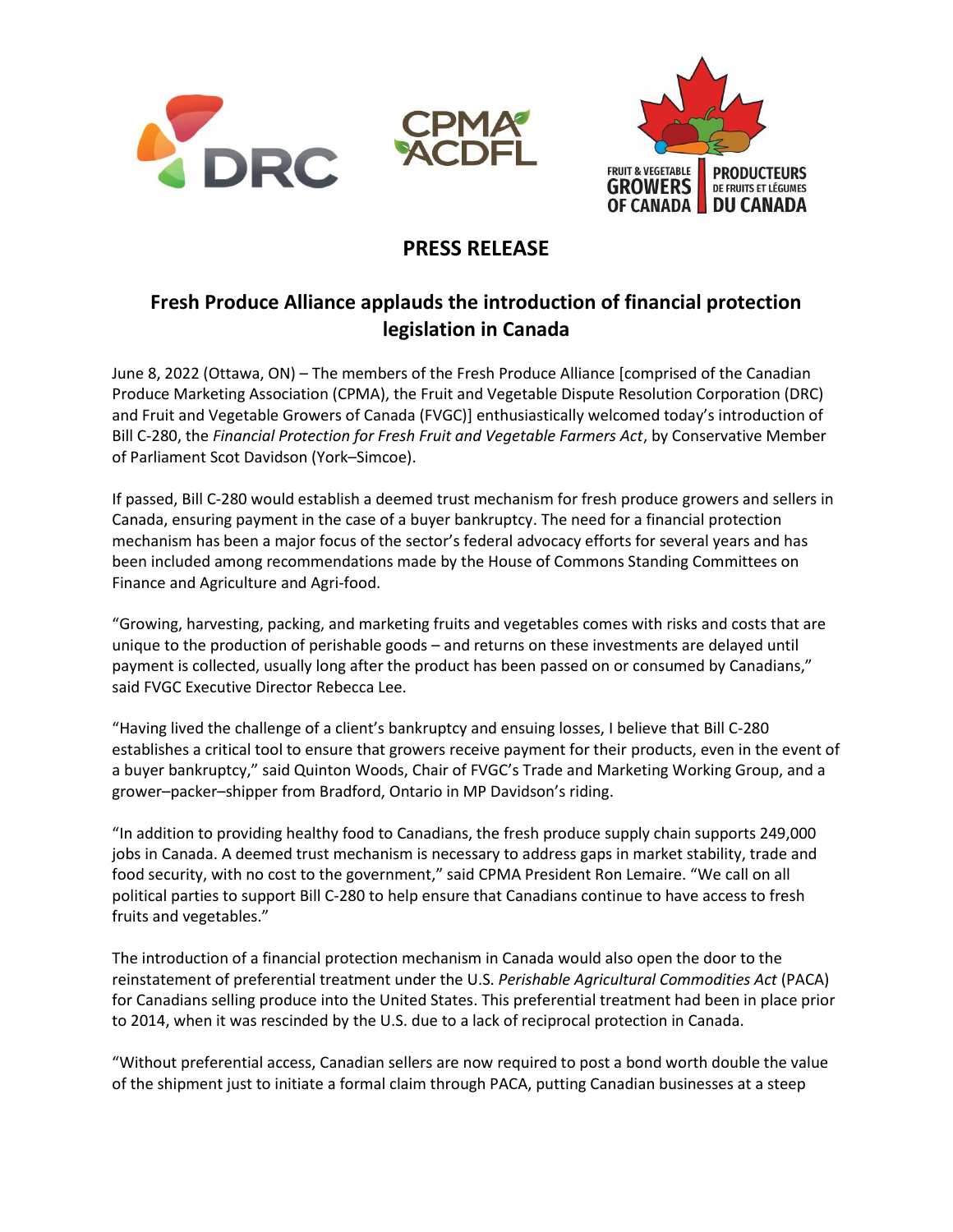DRC

CPMA ACDFL

FRUIT & VEGETABLE GROWERS OF CANADA | PRODUCTEURS DE FRUITS ET LÉGUMES DU CANADA

## PRESS RELEASE

# Fresh Produce Alliance applauds the introduction of financial protection legislation in Canada

June 8, 2022 (Ottawa, ON) – The members of the Fresh Produce Alliance [comprised of the Canadian Produce Marketing Association (CPMA), the Fruit and Vegetable Dispute Resolution Corporation (DRC) and Fruit and Vegetable Growers of Canada (FVGC)] enthusiastically welcomed today's introduction of Bill C-280, the *Financial Protection for Fresh Fruit and Vegetable Farmers Act*, by Conservative Member of Parliament Scot Davidson (York–Simcoe).

If passed, Bill C-280 would establish a deemed trust mechanism for fresh produce growers and sellers in Canada, ensuring payment in the case of a buyer bankruptcy. The need for a financial protection mechanism has been a major focus of the sector's federal advocacy efforts for several years and has been included among recommendations made by the House of Commons Standing Committees on Finance and Agriculture and Agri-food.

"Growing, harvesting, packing, and marketing fruits and vegetables comes with risks and costs that are unique to the production of perishable goods – and returns on these investments are delayed until payment is collected, usually long after the product has been passed on or consumed by Canadians," said FVGC Executive Director Rebecca Lee.

"Having lived the challenge of a client's bankruptcy and ensuing losses, I believe that Bill C-280 establishes a critical tool to ensure that growers receive payment for their products, even in the event of a buyer bankruptcy," said Quinton Woods, Chair of FVGC's Trade and Marketing Working Group, and a grower–packer–shipper from Bradford, Ontario in MP Davidson's riding.

"In addition to providing healthy food to Canadians, the fresh produce supply chain supports 249,000 jobs in Canada. A deemed trust mechanism is necessary to address gaps in market stability, trade and food security, with no cost to the government," said CPMA President Ron Lemaire. "We call on all political parties to support Bill C-280 to help ensure that Canadians continue to have access to fresh fruits and vegetables."

The introduction of a financial protection mechanism in Canada would also open the door to the reinstatement of preferential treatment under the U.S. *Perishable Agricultural Commodities Act* (PACA) for Canadians selling produce into the United States. This preferential treatment had been in place prior to 2014, when it was rescinded by the U.S. due to a lack of reciprocal protection in Canada.

"Without preferential access, Canadian sellers are now required to post a bond worth double the value of the shipment just to initiate a formal claim through PACA, putting Canadian businesses at a steep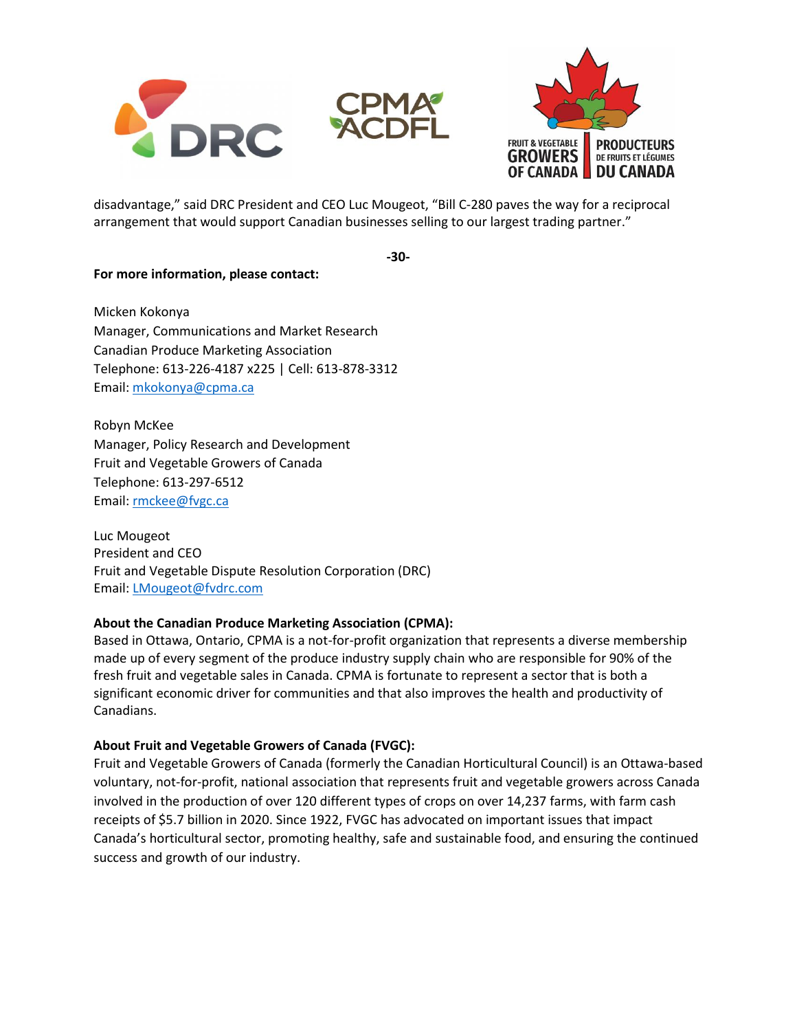disadvantage," said DRC President and CEO Luc Mougeot, "Bill C-280 paves the way for a reciprocal arrangement that would support Canadian businesses selling to our largest trading partner."

-30-

**For more information, please contact:**

Micken Kokonya
Manager, Communications and Market Research
Canadian Produce Marketing Association
Telephone: 613-226-4187 x225 | Cell: 613-878-3312
Email: mkokonya@cpma.ca

Robyn McKee
Manager, Policy Research and Development
Fruit and Vegetable Growers of Canada
Telephone: 613-297-6512
Email: rmckee@fvgc.ca

Luc Mougeot
President and CEO
Fruit and Vegetable Dispute Resolution Corporation (DRC)
Email: LMougeot@fvdrc.com

**About the Canadian Produce Marketing Association (CPMA):**
Based in Ottawa, Ontario, CPMA is a not-for-profit organization that represents a diverse membership made up of every segment of the produce industry supply chain who are responsible for 90% of the fresh fruit and vegetable sales in Canada. CPMA is fortunate to represent a sector that is both a significant economic driver for communities and that also improves the health and productivity of Canadians.

**About Fruit and Vegetable Growers of Canada (FVGC):**
Fruit and Vegetable Growers of Canada (formerly the Canadian Horticultural Council) is an Ottawa-based voluntary, not-for-profit, national association that represents fruit and vegetable growers across Canada involved in the production of over 120 different types of crops on over 14,237 farms, with farm cash receipts of $5.7 billion in 2020. Since 1922, FVGC has advocated on important issues that impact Canada's horticultural sector, promoting healthy, safe and sustainable food, and ensuring the continued success and growth of our industry.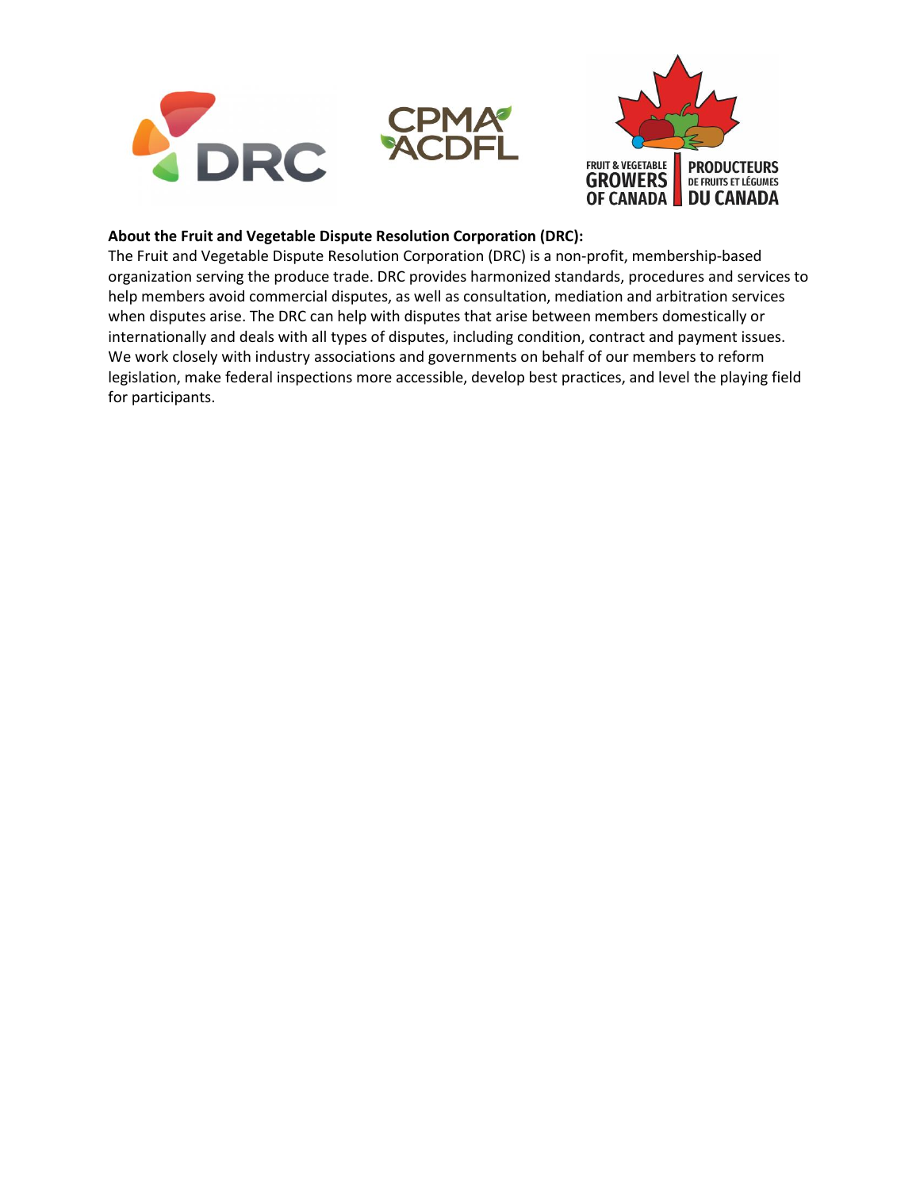**About the Fruit and Vegetable Dispute Resolution Corporation (DRC):**

The Fruit and Vegetable Dispute Resolution Corporation (DRC) is a non-profit, membership-based organization serving the produce trade. DRC provides harmonized standards, procedures and services to help members avoid commercial disputes, as well as consultation, mediation and arbitration services when disputes arise. The DRC can help with disputes that arise between members domestically or internationally and deals with all types of disputes, including condition, contract and payment issues. We work closely with industry associations and governments on behalf of our members to reform legislation, make federal inspections more accessible, develop best practices, and level the playing field for participants.